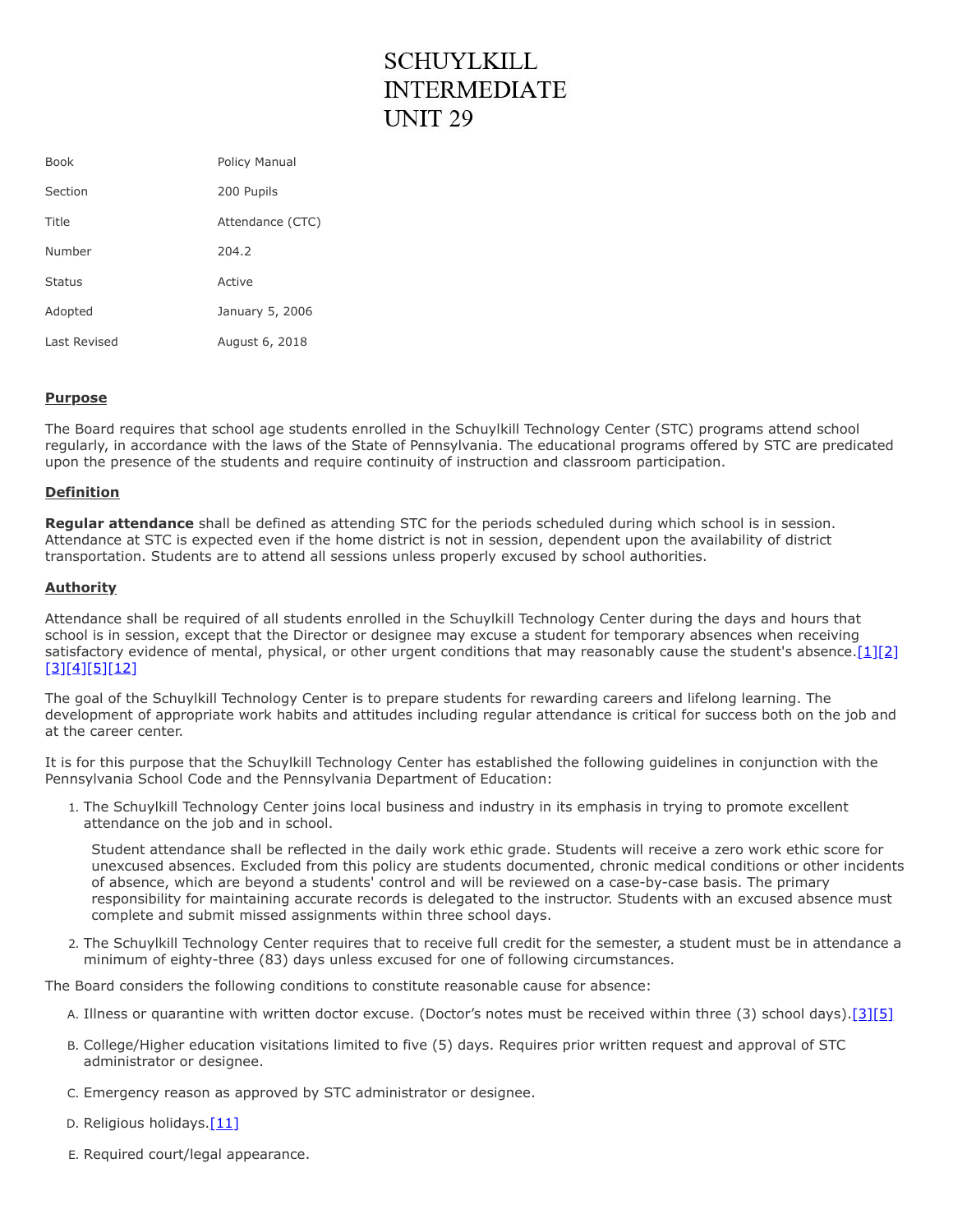# SCHUYLKILL INTERMEDIATE UNIT 29

| | |
|---|---|
| Book | Policy Manual |
| Section | 200 Pupils |
| Title | Attendance (CTC) |
| Number | 204.2 |
| Status | Active |
| Adopted | January 5, 2006 |
| Last Revised | August 6, 2018 |

## Purpose

The Board requires that school age students enrolled in the Schuylkill Technology Center (STC) programs attend school regularly, in accordance with the laws of the State of Pennsylvania. The educational programs offered by STC are predicated upon the presence of the students and require continuity of instruction and classroom participation.

## Definition

**Regular attendance** shall be defined as attending STC for the periods scheduled during which school is in session. Attendance at STC is expected even if the home district is not in session, dependent upon the availability of district transportation. Students are to attend all sessions unless properly excused by school authorities.

## Authority

Attendance shall be required of all students enrolled in the Schuylkill Technology Center during the days and hours that school is in session, except that the Director or designee may excuse a student for temporary absences when receiving satisfactory evidence of mental, physical, or other urgent conditions that may reasonably cause the student's absence.[1][2][3][4][5][12]

The goal of the Schuylkill Technology Center is to prepare students for rewarding careers and lifelong learning. The development of appropriate work habits and attitudes including regular attendance is critical for success both on the job and at the career center.

It is for this purpose that the Schuylkill Technology Center has established the following guidelines in conjunction with the Pennsylvania School Code and the Pennsylvania Department of Education:

1. The Schuylkill Technology Center joins local business and industry in its emphasis in trying to promote excellent attendance on the job and in school.

   Student attendance shall be reflected in the daily work ethic grade. Students will receive a zero work ethic score for unexcused absences. Excluded from this policy are students documented, chronic medical conditions or other incidents of absence, which are beyond a students' control and will be reviewed on a case-by-case basis. The primary responsibility for maintaining accurate records is delegated to the instructor. Students with an excused absence must complete and submit missed assignments within three school days.

2. The Schuylkill Technology Center requires that to receive full credit for the semester, a student must be in attendance a minimum of eighty-three (83) days unless excused for one of following circumstances.

The Board considers the following conditions to constitute reasonable cause for absence:

A. Illness or quarantine with written doctor excuse. (Doctor's notes must be received within three (3) school days).[3][5]

B. College/Higher education visitations limited to five (5) days. Requires prior written request and approval of STC administrator or designee.

C. Emergency reason as approved by STC administrator or designee.

D. Religious holidays.[11]

E. Required court/legal appearance.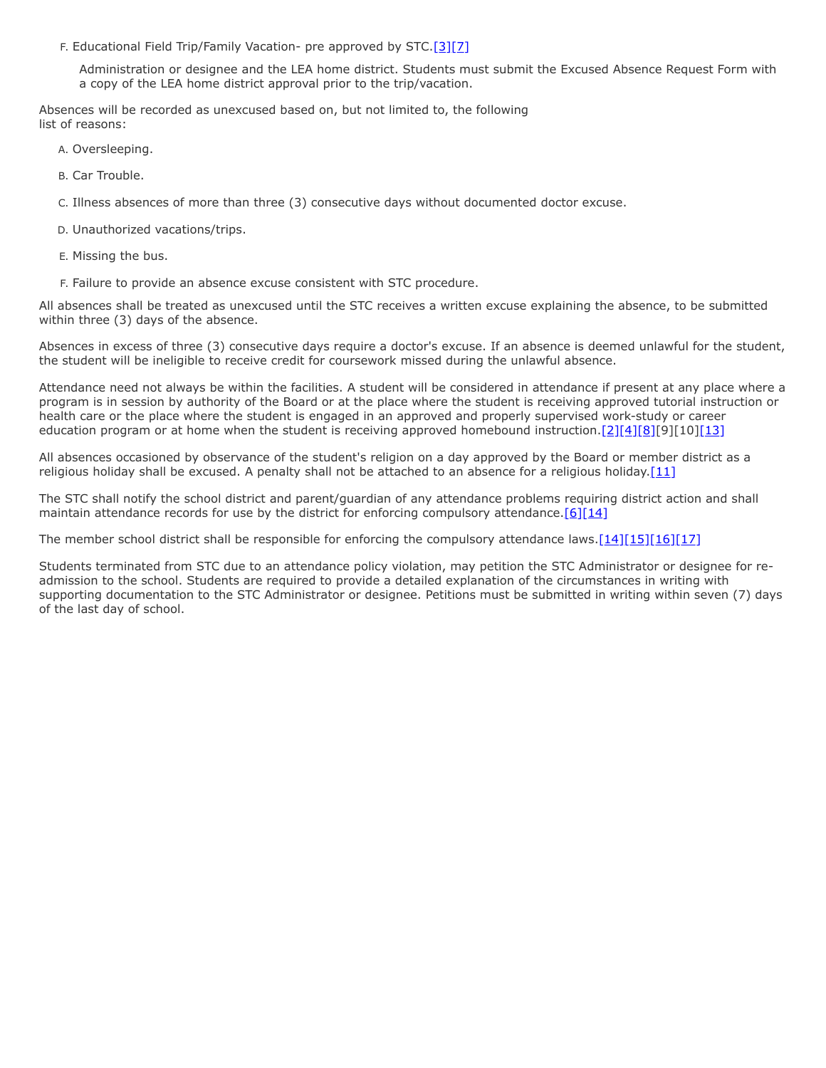F. Educational Field Trip/Family Vacation- pre approved by STC.[3][7]

   Administration or designee and the LEA home district. Students must submit the Excused Absence Request Form with a copy of the LEA home district approval prior to the trip/vacation.

Absences will be recorded as unexcused based on, but not limited to, the following list of reasons:

A. Oversleeping.

B. Car Trouble.

C. Illness absences of more than three (3) consecutive days without documented doctor excuse.

D. Unauthorized vacations/trips.

E. Missing the bus.

F. Failure to provide an absence excuse consistent with STC procedure.

All absences shall be treated as unexcused until the STC receives a written excuse explaining the absence, to be submitted within three (3) days of the absence.

Absences in excess of three (3) consecutive days require a doctor's excuse. If an absence is deemed unlawful for the student, the student will be ineligible to receive credit for coursework missed during the unlawful absence.

Attendance need not always be within the facilities. A student will be considered in attendance if present at any place where a program is in session by authority of the Board or at the place where the student is receiving approved tutorial instruction or health care or the place where the student is engaged in an approved and properly supervised work-study or career education program or at home when the student is receiving approved homebound instruction.[2][4][8][9][10][13]

All absences occasioned by observance of the student's religion on a day approved by the Board or member district as a religious holiday shall be excused. A penalty shall not be attached to an absence for a religious holiday.[11]

The STC shall notify the school district and parent/guardian of any attendance problems requiring district action and shall maintain attendance records for use by the district for enforcing compulsory attendance.[6][14]

The member school district shall be responsible for enforcing the compulsory attendance laws.[14][15][16][17]

Students terminated from STC due to an attendance policy violation, may petition the STC Administrator or designee for re-admission to the school. Students are required to provide a detailed explanation of the circumstances in writing with supporting documentation to the STC Administrator or designee. Petitions must be submitted in writing within seven (7) days of the last day of school.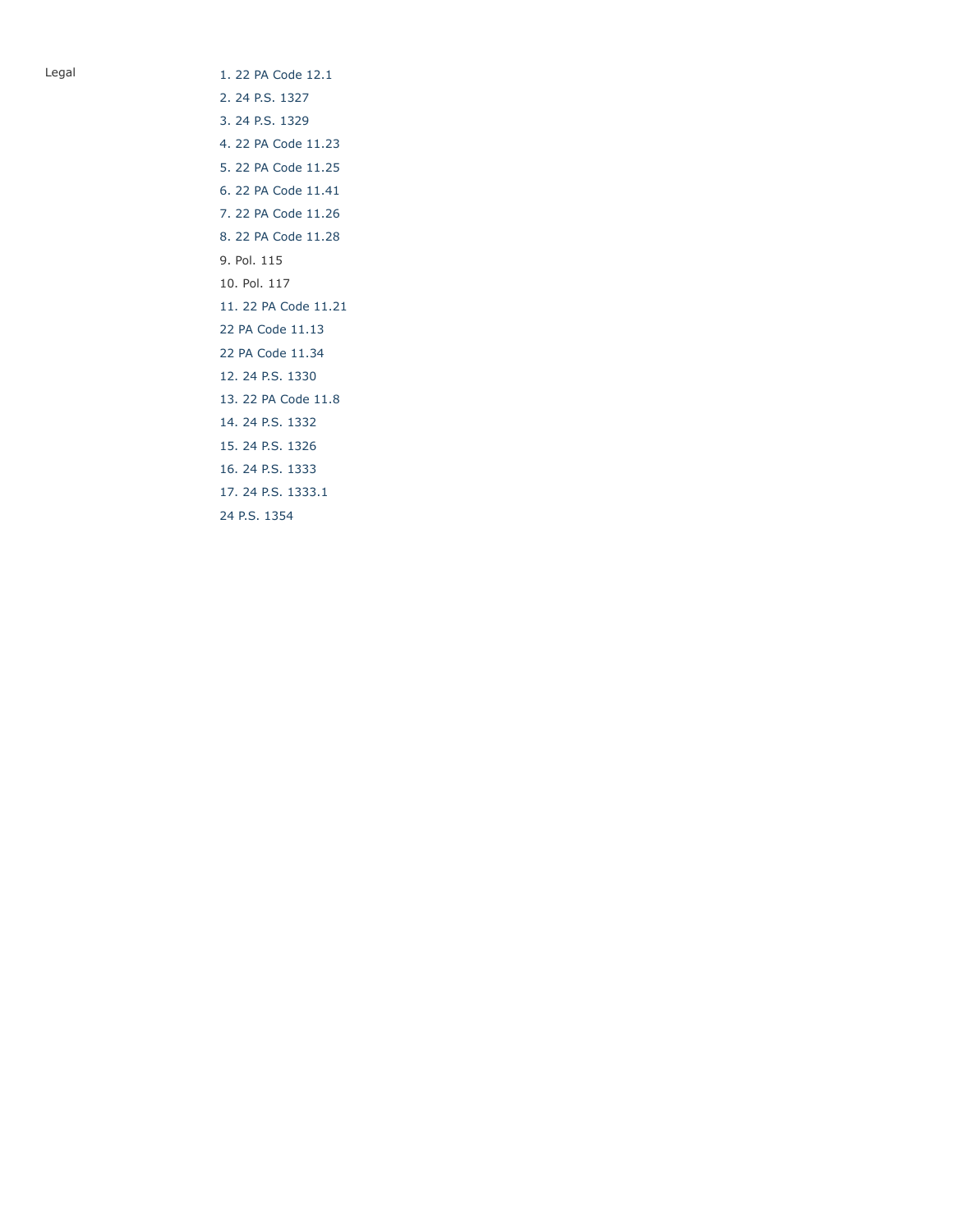Legal

1. 22 PA Code 12.1
2. 24 P.S. 1327
3. 24 P.S. 1329
4. 22 PA Code 11.23
5. 22 PA Code 11.25
6. 22 PA Code 11.41
7. 22 PA Code 11.26
8. 22 PA Code 11.28
9. Pol. 115
10. Pol. 117
11. 22 PA Code 11.21

22 PA Code 11.13

22 PA Code 11.34

12. 24 P.S. 1330
13. 22 PA Code 11.8
14. 24 P.S. 1332
15. 24 P.S. 1326
16. 24 P.S. 1333
17. 24 P.S. 1333.1

24 P.S. 1354